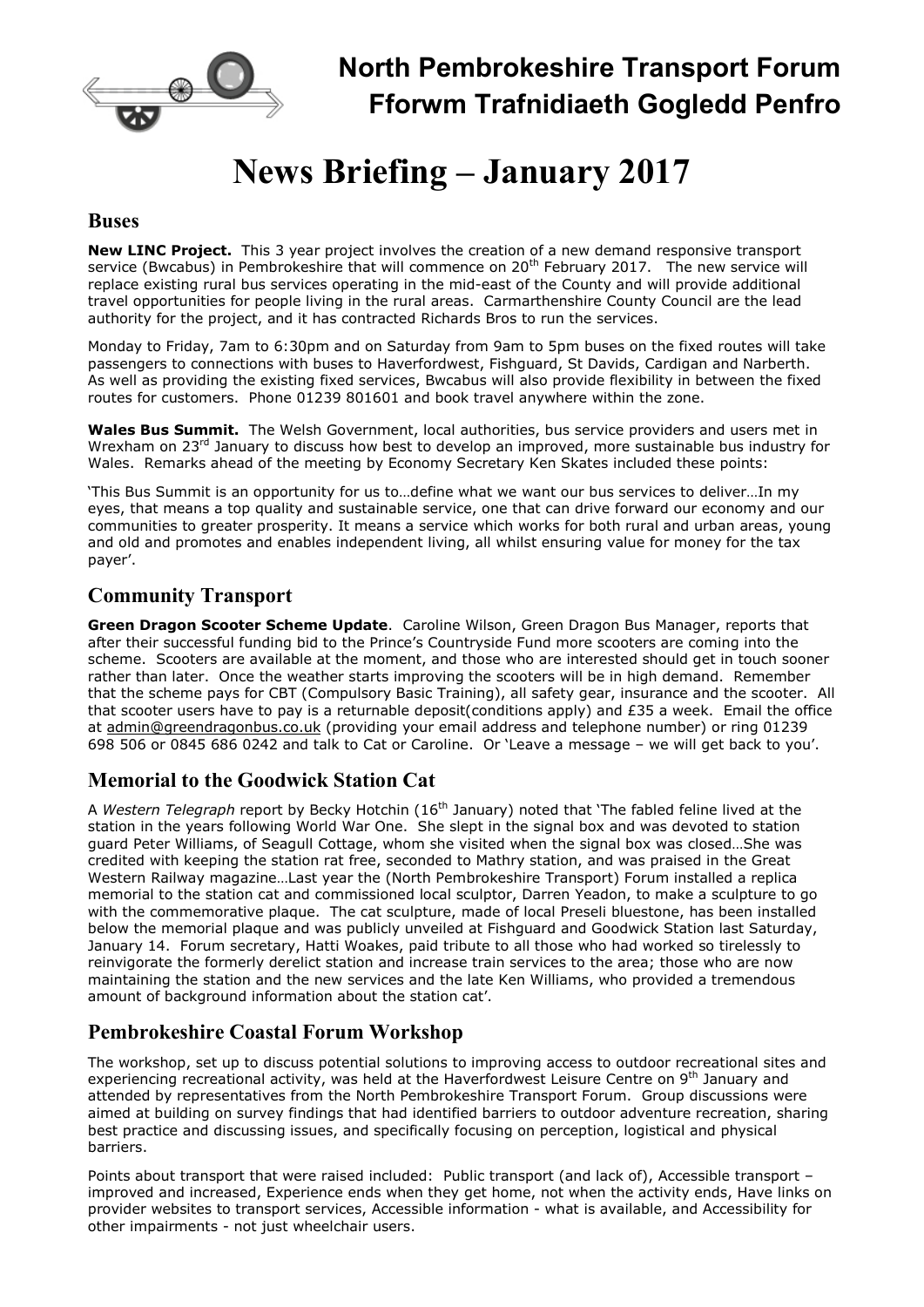# North Pembrokeshire Transport Forum
# Fforwm Trafnidiaeth Gogledd Penfro

# News Briefing – January 2017

## Buses

**New LINC Project.** This 3 year project involves the creation of a new demand responsive transport service (Bwcabus) in Pembrokeshire that will commence on 20th February 2017. The new service will replace existing rural bus services operating in the mid-east of the County and will provide additional travel opportunities for people living in the rural areas. Carmarthenshire County Council are the lead authority for the project, and it has contracted Richards Bros to run the services.

Monday to Friday, 7am to 6:30pm and on Saturday from 9am to 5pm buses on the fixed routes will take passengers to connections with buses to Haverfordwest, Fishguard, St Davids, Cardigan and Narberth. As well as providing the existing fixed services, Bwcabus will also provide flexibility in between the fixed routes for customers. Phone 01239 801601 and book travel anywhere within the zone.

**Wales Bus Summit.** The Welsh Government, local authorities, bus service providers and users met in Wrexham on 23rd January to discuss how best to develop an improved, more sustainable bus industry for Wales. Remarks ahead of the meeting by Economy Secretary Ken Skates included these points:

'This Bus Summit is an opportunity for us to…define what we want our bus services to deliver…In my eyes, that means a top quality and sustainable service, one that can drive forward our economy and our communities to greater prosperity. It means a service which works for both rural and urban areas, young and old and promotes and enables independent living, all whilst ensuring value for money for the tax payer'.

## Community Transport

**Green Dragon Scooter Scheme Update**. Caroline Wilson, Green Dragon Bus Manager, reports that after their successful funding bid to the Prince's Countryside Fund more scooters are coming into the scheme. Scooters are available at the moment, and those who are interested should get in touch sooner rather than later. Once the weather starts improving the scooters will be in high demand. Remember that the scheme pays for CBT (Compulsory Basic Training), all safety gear, insurance and the scooter. All that scooter users have to pay is a returnable deposit(conditions apply) and £35 a week. Email the office at admin@greendragonbus.co.uk (providing your email address and telephone number) or ring 01239 698 506 or 0845 686 0242 and talk to Cat or Caroline. Or 'Leave a message – we will get back to you'.

## Memorial to the Goodwick Station Cat

A *Western Telegraph* report by Becky Hotchin (16th January) noted that 'The fabled feline lived at the station in the years following World War One. She slept in the signal box and was devoted to station guard Peter Williams, of Seagull Cottage, whom she visited when the signal box was closed…She was credited with keeping the station rat free, seconded to Mathry station, and was praised in the Great Western Railway magazine…Last year the (North Pembrokeshire Transport) Forum installed a replica memorial to the station cat and commissioned local sculptor, Darren Yeadon, to make a sculpture to go with the commemorative plaque. The cat sculpture, made of local Preseli bluestone, has been installed below the memorial plaque and was publicly unveiled at Fishguard and Goodwick Station last Saturday, January 14. Forum secretary, Hatti Woakes, paid tribute to all those who had worked so tirelessly to reinvigorate the formerly derelict station and increase train services to the area; those who are now maintaining the station and the new services and the late Ken Williams, who provided a tremendous amount of background information about the station cat'.

## Pembrokeshire Coastal Forum Workshop

The workshop, set up to discuss potential solutions to improving access to outdoor recreational sites and experiencing recreational activity, was held at the Haverfordwest Leisure Centre on 9th January and attended by representatives from the North Pembrokeshire Transport Forum. Group discussions were aimed at building on survey findings that had identified barriers to outdoor adventure recreation, sharing best practice and discussing issues, and specifically focusing on perception, logistical and physical barriers.

Points about transport that were raised included: Public transport (and lack of), Accessible transport – improved and increased, Experience ends when they get home, not when the activity ends, Have links on provider websites to transport services, Accessible information - what is available, and Accessibility for other impairments - not just wheelchair users.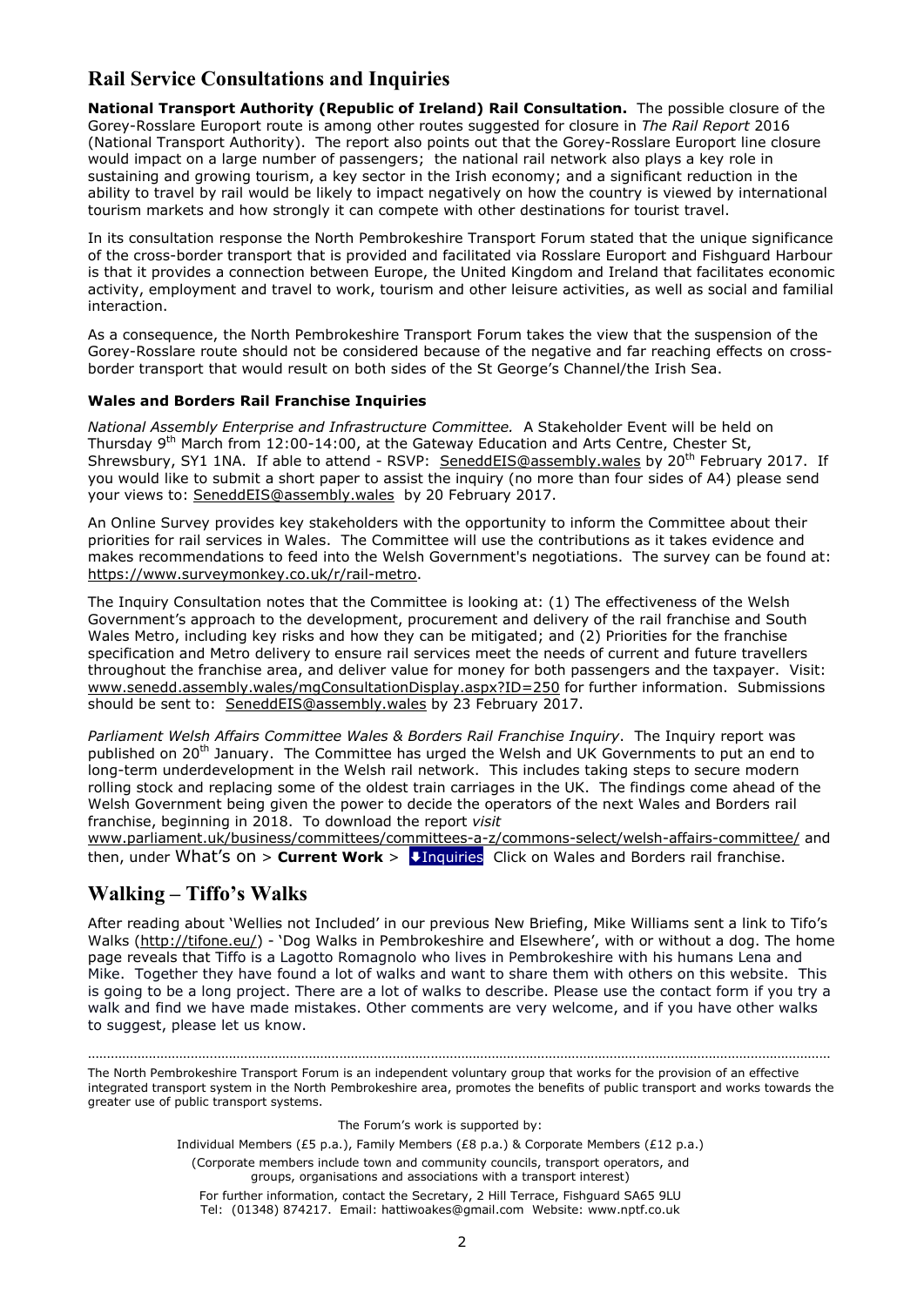## Rail Service Consultations and Inquiries

**National Transport Authority (Republic of Ireland) Rail Consultation.** The possible closure of the Gorey-Rosslare Europort route is among other routes suggested for closure in *The Rail Report* 2016 (National Transport Authority). The report also points out that the Gorey-Rosslare Europort line closure would impact on a large number of passengers; the national rail network also plays a key role in sustaining and growing tourism, a key sector in the Irish economy; and a significant reduction in the ability to travel by rail would be likely to impact negatively on how the country is viewed by international tourism markets and how strongly it can compete with other destinations for tourist travel.

In its consultation response the North Pembrokeshire Transport Forum stated that the unique significance of the cross-border transport that is provided and facilitated via Rosslare Europort and Fishguard Harbour is that it provides a connection between Europe, the United Kingdom and Ireland that facilitates economic activity, employment and travel to work, tourism and other leisure activities, as well as social and familial interaction.

As a consequence, the North Pembrokeshire Transport Forum takes the view that the suspension of the Gorey-Rosslare route should not be considered because of the negative and far reaching effects on cross-border transport that would result on both sides of the St George's Channel/the Irish Sea.

### Wales and Borders Rail Franchise Inquiries

*National Assembly Enterprise and Infrastructure Committee.* A Stakeholder Event will be held on Thursday 9th March from 12:00-14:00, at the Gateway Education and Arts Centre, Chester St, Shrewsbury, SY1 1NA. If able to attend - RSVP: SeneddEIS@assembly.wales by 20th February 2017. If you would like to submit a short paper to assist the inquiry (no more than four sides of A4) please send your views to: SeneddEIS@assembly.wales by 20 February 2017.

An Online Survey provides key stakeholders with the opportunity to inform the Committee about their priorities for rail services in Wales. The Committee will use the contributions as it takes evidence and makes recommendations to feed into the Welsh Government's negotiations. The survey can be found at: https://www.surveymonkey.co.uk/r/rail-metro.

The Inquiry Consultation notes that the Committee is looking at: (1) The effectiveness of the Welsh Government's approach to the development, procurement and delivery of the rail franchise and South Wales Metro, including key risks and how they can be mitigated; and (2) Priorities for the franchise specification and Metro delivery to ensure rail services meet the needs of current and future travellers throughout the franchise area, and deliver value for money for both passengers and the taxpayer. Visit: www.senedd.assembly.wales/mgConsultationDisplay.aspx?ID=250 for further information. Submissions should be sent to: SeneddEIS@assembly.wales by 23 February 2017.

*Parliament Welsh Affairs Committee Wales & Borders Rail Franchise Inquiry*. The Inquiry report was published on 20th January. The Committee has urged the Welsh and UK Governments to put an end to long-term underdevelopment in the Welsh rail network. This includes taking steps to secure modern rolling stock and replacing some of the oldest train carriages in the UK. The findings come ahead of the Welsh Government being given the power to decide the operators of the next Wales and Borders rail franchise, beginning in 2018. To download the report *visit* www.parliament.uk/business/committees/committees-a-z/commons-select/welsh-affairs-committee/ and then, under What's on > **Current Work** > Inquiries Click on Wales and Borders rail franchise.

## Walking – Tiffo's Walks

After reading about 'Wellies not Included' in our previous New Briefing, Mike Williams sent a link to Tifo's Walks (http://tifone.eu/) - 'Dog Walks in Pembrokeshire and Elsewhere', with or without a dog. The home page reveals that Tiffo is a Lagotto Romagnolo who lives in Pembrokeshire with his humans Lena and Mike. Together they have found a lot of walks and want to share them with others on this website. This is going to be a long project. There are a lot of walks to describe. Please use the contact form if you try a walk and find we have made mistakes. Other comments are very welcome, and if you have other walks to suggest, please let us know.

---

The North Pembrokeshire Transport Forum is an independent voluntary group that works for the provision of an effective integrated transport system in the North Pembrokeshire area, promotes the benefits of public transport and works towards the greater use of public transport systems.

The Forum's work is supported by:

Individual Members (£5 p.a.), Family Members (£8 p.a.) & Corporate Members (£12 p.a.)

(Corporate members include town and community councils, transport operators, and groups, organisations and associations with a transport interest)

For further information, contact the Secretary, 2 Hill Terrace, Fishguard SA65 9LU
Tel: (01348) 874217. Email: hattiwoakes@gmail.com Website: www.nptf.co.uk